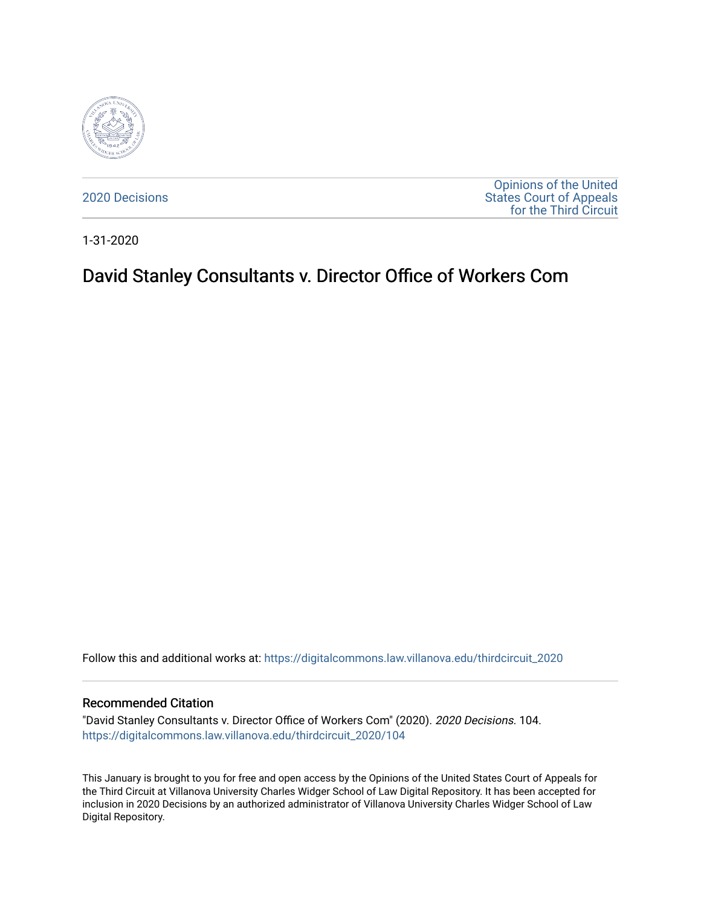2020 Decisions

Opinions of the United States Court of Appeals for the Third Circuit

1-31-2020

# David Stanley Consultants v. Director Office of Workers Com

Follow this and additional works at: https://digitalcommons.law.villanova.edu/thirdcircuit_2020

## Recommended Citation

"David Stanley Consultants v. Director Office of Workers Com" (2020). *2020 Decisions*. 104.
https://digitalcommons.law.villanova.edu/thirdcircuit_2020/104

This January is brought to you for free and open access by the Opinions of the United States Court of Appeals for the Third Circuit at Villanova University Charles Widger School of Law Digital Repository. It has been accepted for inclusion in 2020 Decisions by an authorized administrator of Villanova University Charles Widger School of Law Digital Repository.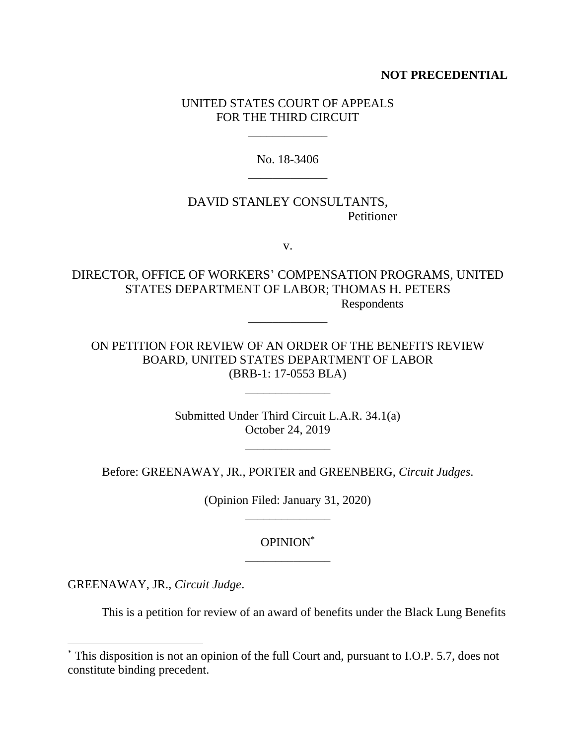**NOT PRECEDENTIAL**

UNITED STATES COURT OF APPEALS
FOR THE THIRD CIRCUIT

\_\_\_\_\_\_\_\_\_\_\_\_\_

No. 18-3406

\_\_\_\_\_\_\_\_\_\_\_\_\_

DAVID STANLEY CONSULTANTS,
Petitioner

v.

DIRECTOR, OFFICE OF WORKERS' COMPENSATION PROGRAMS, UNITED STATES DEPARTMENT OF LABOR; THOMAS H. PETERS
Respondents

\_\_\_\_\_\_\_\_\_\_\_\_\_

ON PETITION FOR REVIEW OF AN ORDER OF THE BENEFITS REVIEW BOARD, UNITED STATES DEPARTMENT OF LABOR
(BRB-1: 17-0553 BLA)

\_\_\_\_\_\_\_\_\_\_\_\_\_\_

Submitted Under Third Circuit L.A.R. 34.1(a)
October 24, 2019

\_\_\_\_\_\_\_\_\_\_\_\_\_\_

Before: GREENAWAY, JR., PORTER and GREENBERG, *Circuit Judges*.

(Opinion Filed: January 31, 2020)

\_\_\_\_\_\_\_\_\_\_\_\_\_\_

OPINION[*]

\_\_\_\_\_\_\_\_\_\_\_\_\_\_

GREENAWAY, JR., *Circuit Judge*.

This is a petition for review of an award of benefits under the Black Lung Benefits

---

[*] This disposition is not an opinion of the full Court and, pursuant to I.O.P. 5.7, does not constitute binding precedent.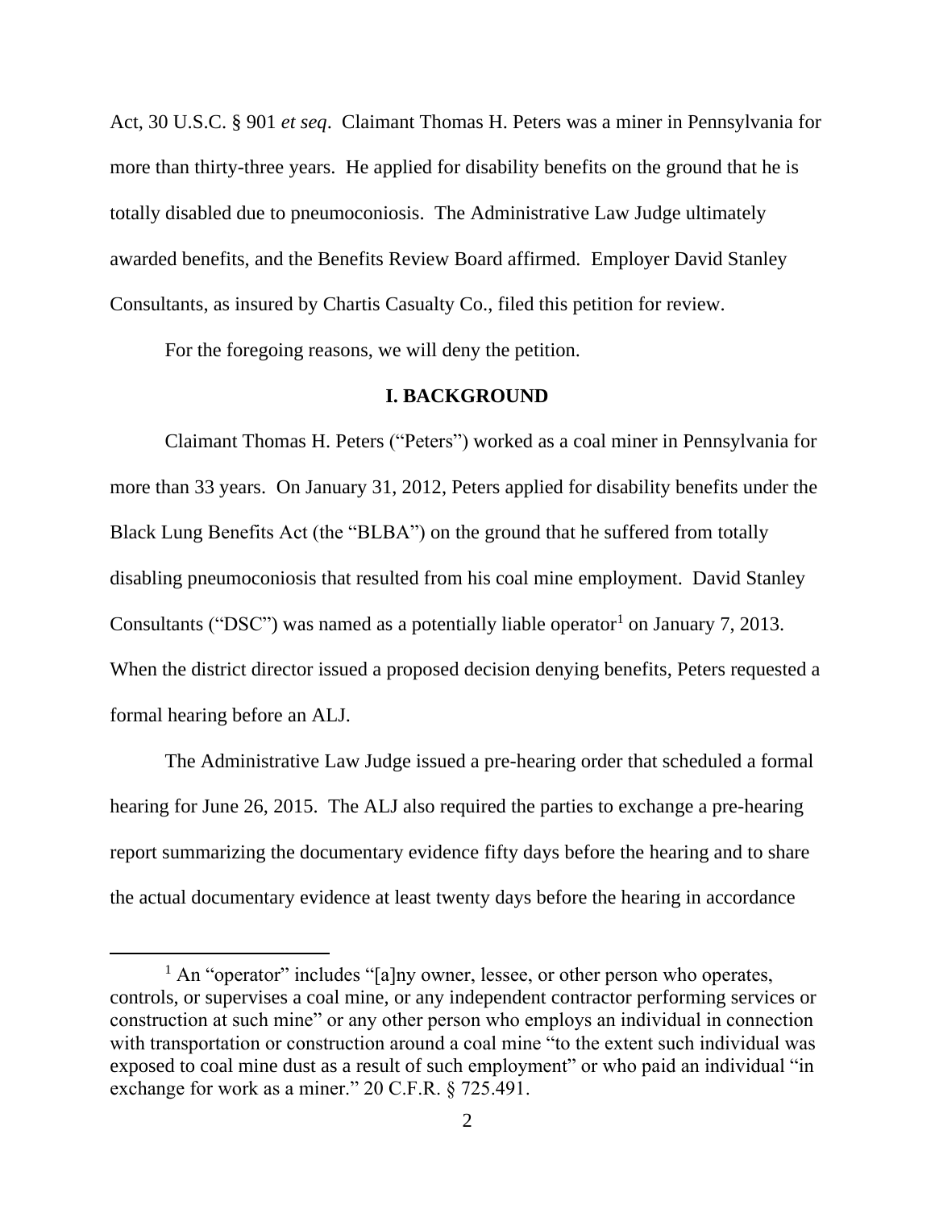Act, 30 U.S.C. § 901 *et seq*. Claimant Thomas H. Peters was a miner in Pennsylvania for more than thirty-three years. He applied for disability benefits on the ground that he is totally disabled due to pneumoconiosis. The Administrative Law Judge ultimately awarded benefits, and the Benefits Review Board affirmed. Employer David Stanley Consultants, as insured by Chartis Casualty Co., filed this petition for review.

For the foregoing reasons, we will deny the petition.

## I. BACKGROUND

Claimant Thomas H. Peters ("Peters") worked as a coal miner in Pennsylvania for more than 33 years. On January 31, 2012, Peters applied for disability benefits under the Black Lung Benefits Act (the "BLBA") on the ground that he suffered from totally disabling pneumoconiosis that resulted from his coal mine employment. David Stanley Consultants ("DSC") was named as a potentially liable operator[1] on January 7, 2013. When the district director issued a proposed decision denying benefits, Peters requested a formal hearing before an ALJ.

The Administrative Law Judge issued a pre-hearing order that scheduled a formal hearing for June 26, 2015. The ALJ also required the parties to exchange a pre-hearing report summarizing the documentary evidence fifty days before the hearing and to share the actual documentary evidence at least twenty days before the hearing in accordance

---

[1] An "operator" includes "[a]ny owner, lessee, or other person who operates, controls, or supervises a coal mine, or any independent contractor performing services or construction at such mine" or any other person who employs an individual in connection with transportation or construction around a coal mine "to the extent such individual was exposed to coal mine dust as a result of such employment" or who paid an individual "in exchange for work as a miner." 20 C.F.R. § 725.491.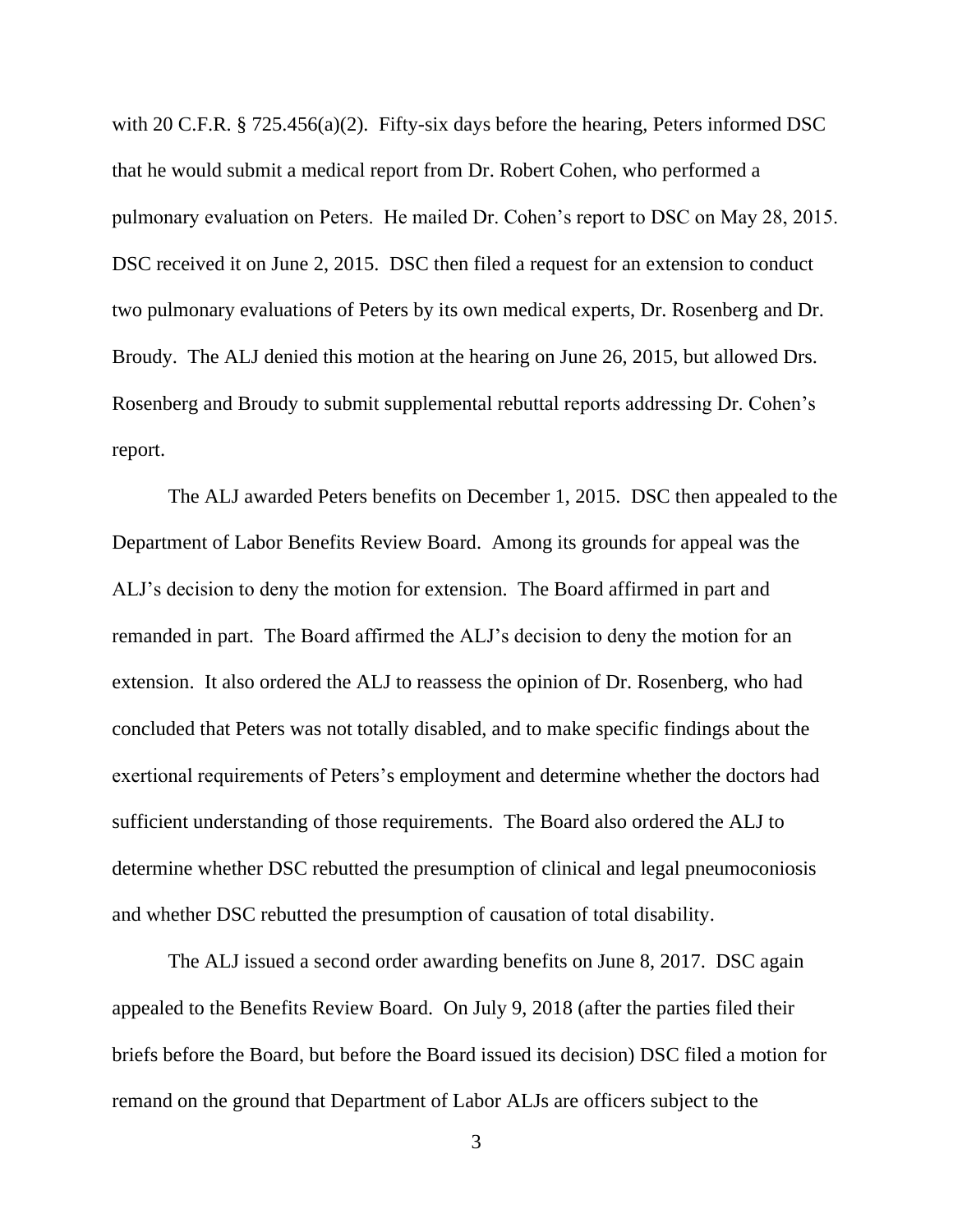with 20 C.F.R. § 725.456(a)(2). Fifty-six days before the hearing, Peters informed DSC that he would submit a medical report from Dr. Robert Cohen, who performed a pulmonary evaluation on Peters. He mailed Dr. Cohen's report to DSC on May 28, 2015. DSC received it on June 2, 2015. DSC then filed a request for an extension to conduct two pulmonary evaluations of Peters by its own medical experts, Dr. Rosenberg and Dr. Broudy. The ALJ denied this motion at the hearing on June 26, 2015, but allowed Drs. Rosenberg and Broudy to submit supplemental rebuttal reports addressing Dr. Cohen's report.

The ALJ awarded Peters benefits on December 1, 2015. DSC then appealed to the Department of Labor Benefits Review Board. Among its grounds for appeal was the ALJ's decision to deny the motion for extension. The Board affirmed in part and remanded in part. The Board affirmed the ALJ's decision to deny the motion for an extension. It also ordered the ALJ to reassess the opinion of Dr. Rosenberg, who had concluded that Peters was not totally disabled, and to make specific findings about the exertional requirements of Peters's employment and determine whether the doctors had sufficient understanding of those requirements. The Board also ordered the ALJ to determine whether DSC rebutted the presumption of clinical and legal pneumoconiosis and whether DSC rebutted the presumption of causation of total disability.

The ALJ issued a second order awarding benefits on June 8, 2017. DSC again appealed to the Benefits Review Board. On July 9, 2018 (after the parties filed their briefs before the Board, but before the Board issued its decision) DSC filed a motion for remand on the ground that Department of Labor ALJs are officers subject to the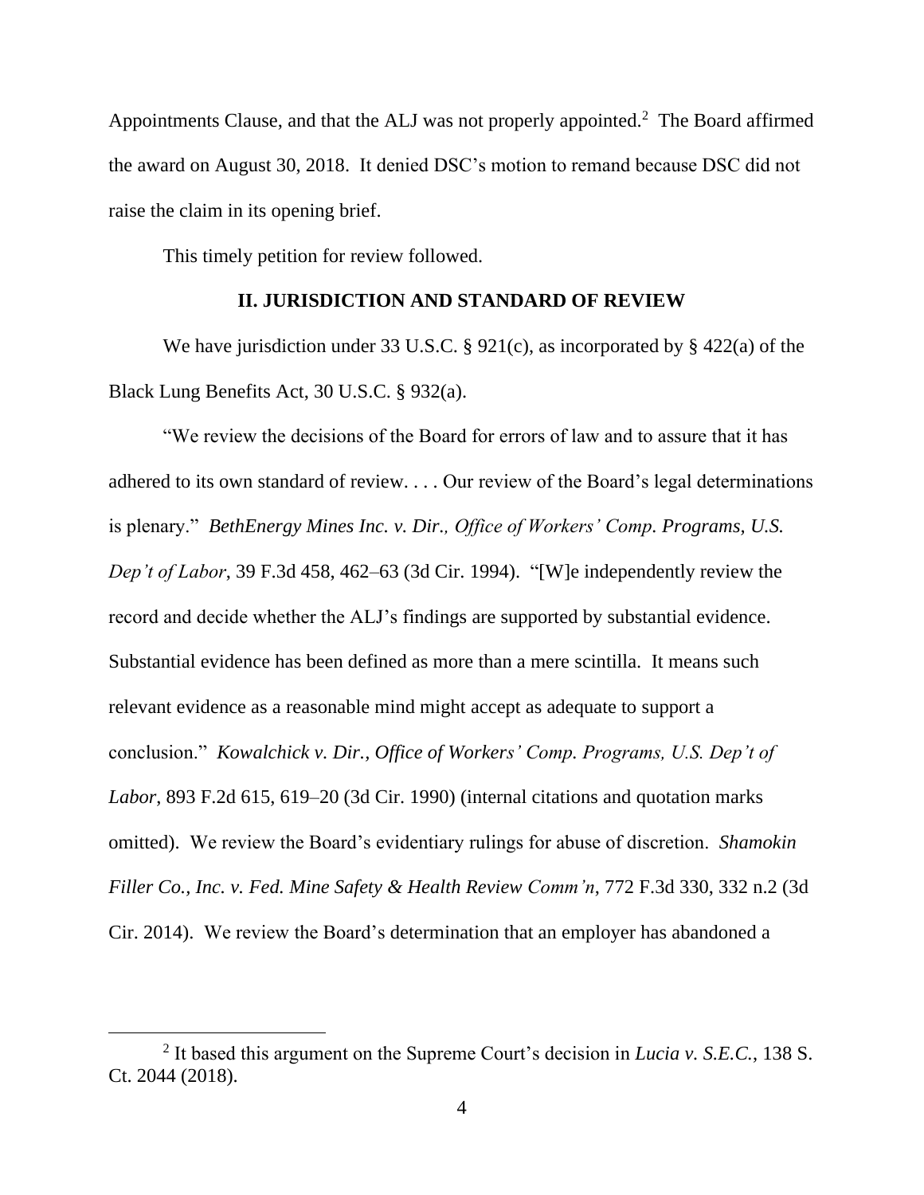Appointments Clause, and that the ALJ was not properly appointed.[2] The Board affirmed the award on August 30, 2018. It denied DSC's motion to remand because DSC did not raise the claim in its opening brief.

This timely petition for review followed.

## II. JURISDICTION AND STANDARD OF REVIEW

We have jurisdiction under 33 U.S.C. § 921(c), as incorporated by § 422(a) of the Black Lung Benefits Act, 30 U.S.C. § 932(a).

"We review the decisions of the Board for errors of law and to assure that it has adhered to its own standard of review. . . . Our review of the Board's legal determinations is plenary." *BethEnergy Mines Inc. v. Dir., Office of Workers' Comp. Programs, U.S. Dep't of Labor*, 39 F.3d 458, 462–63 (3d Cir. 1994). "[W]e independently review the record and decide whether the ALJ's findings are supported by substantial evidence. Substantial evidence has been defined as more than a mere scintilla. It means such relevant evidence as a reasonable mind might accept as adequate to support a conclusion." *Kowalchick v. Dir., Office of Workers' Comp. Programs, U.S. Dep't of Labor*, 893 F.2d 615, 619–20 (3d Cir. 1990) (internal citations and quotation marks omitted). We review the Board's evidentiary rulings for abuse of discretion. *Shamokin Filler Co., Inc. v. Fed. Mine Safety & Health Review Comm'n*, 772 F.3d 330, 332 n.2 (3d Cir. 2014). We review the Board's determination that an employer has abandoned a

[2] It based this argument on the Supreme Court's decision in *Lucia v. S.E.C.*, 138 S. Ct. 2044 (2018).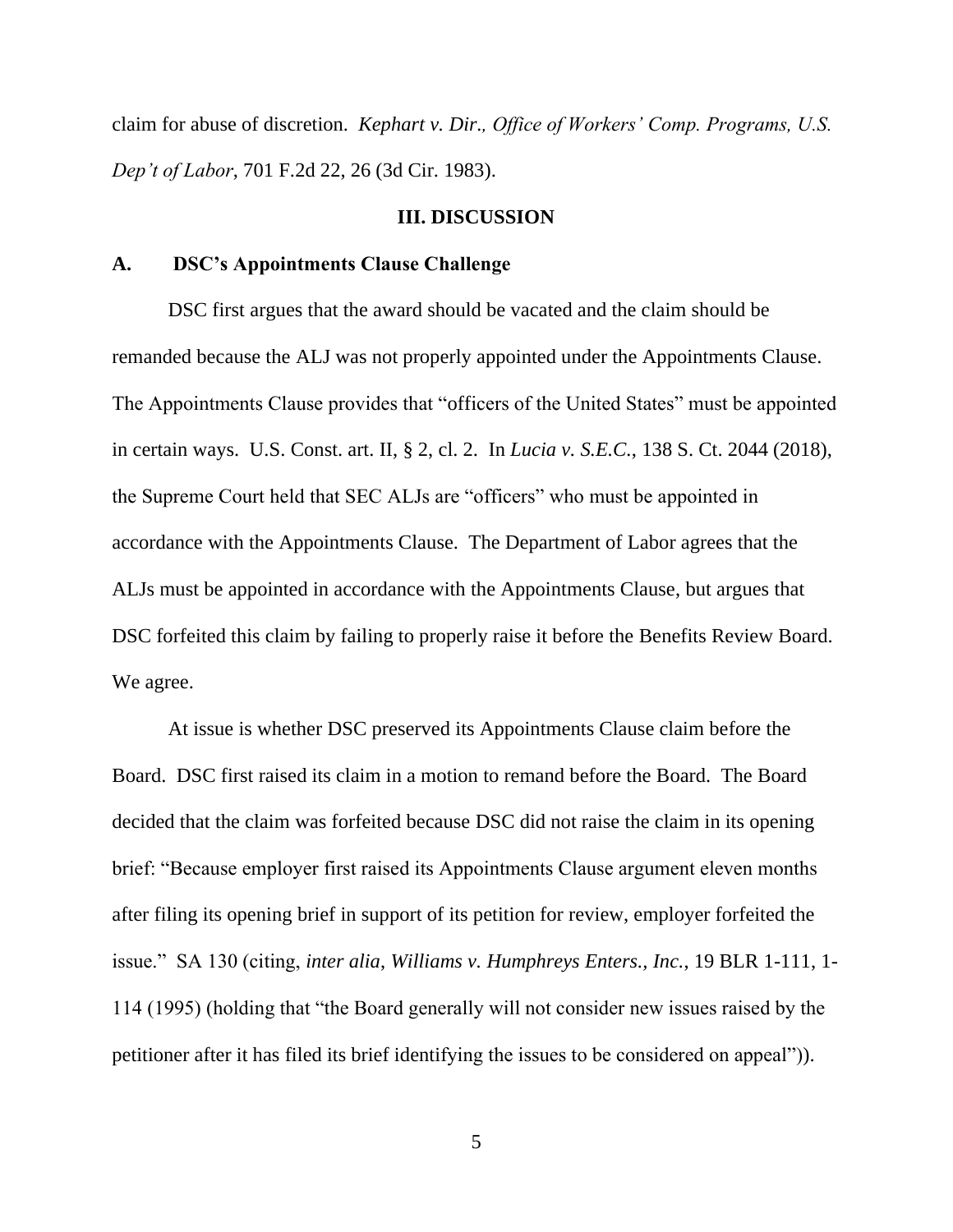claim for abuse of discretion. *Kephart v. Dir., Office of Workers' Comp. Programs, U.S. Dep't of Labor*, 701 F.2d 22, 26 (3d Cir. 1983).

## III. DISCUSSION

### A. DSC's Appointments Clause Challenge

DSC first argues that the award should be vacated and the claim should be remanded because the ALJ was not properly appointed under the Appointments Clause. The Appointments Clause provides that "officers of the United States" must be appointed in certain ways. U.S. Const. art. II, § 2, cl. 2. In *Lucia v. S.E.C.*, 138 S. Ct. 2044 (2018), the Supreme Court held that SEC ALJs are "officers" who must be appointed in accordance with the Appointments Clause. The Department of Labor agrees that the ALJs must be appointed in accordance with the Appointments Clause, but argues that DSC forfeited this claim by failing to properly raise it before the Benefits Review Board. We agree.

At issue is whether DSC preserved its Appointments Clause claim before the Board. DSC first raised its claim in a motion to remand before the Board. The Board decided that the claim was forfeited because DSC did not raise the claim in its opening brief: "Because employer first raised its Appointments Clause argument eleven months after filing its opening brief in support of its petition for review, employer forfeited the issue." SA 130 (citing, *inter alia*, *Williams v. Humphreys Enters., Inc.*, 19 BLR 1-111, 1-114 (1995) (holding that "the Board generally will not consider new issues raised by the petitioner after it has filed its brief identifying the issues to be considered on appeal")).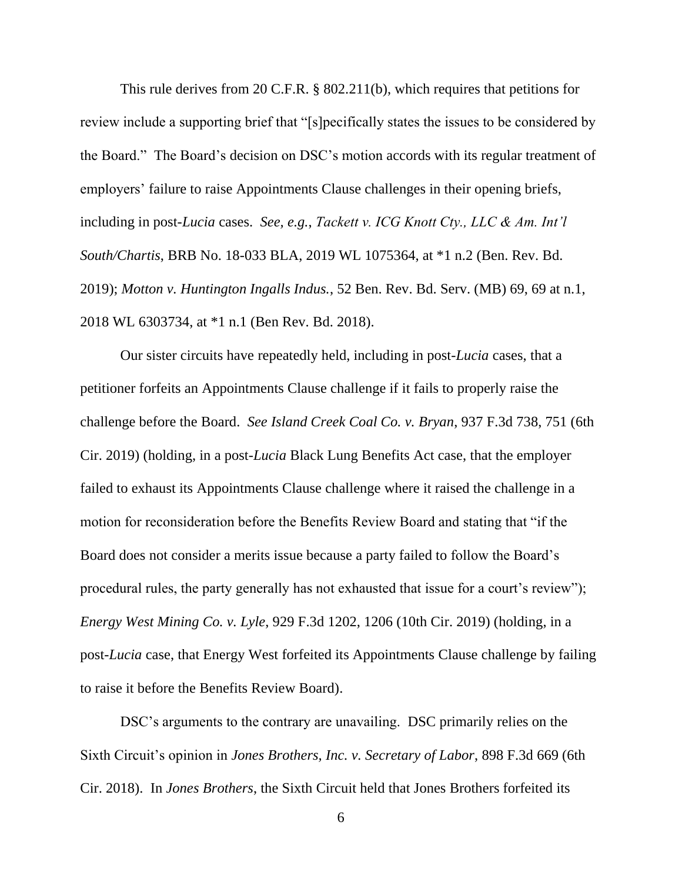This rule derives from 20 C.F.R. § 802.211(b), which requires that petitions for review include a supporting brief that "[s]pecifically states the issues to be considered by the Board." The Board's decision on DSC's motion accords with its regular treatment of employers' failure to raise Appointments Clause challenges in their opening briefs, including in post-*Lucia* cases. *See, e.g.*, *Tackett v. ICG Knott Cty., LLC & Am. Int'l South/Chartis*, BRB No. 18-033 BLA, 2019 WL 1075364, at *1 n.2 (Ben. Rev. Bd. 2019); *Motton v. Huntington Ingalls Indus.*, 52 Ben. Rev. Bd. Serv. (MB) 69, 69 at n.1, 2018 WL 6303734, at *1 n.1 (Ben Rev. Bd. 2018).

Our sister circuits have repeatedly held, including in post-*Lucia* cases, that a petitioner forfeits an Appointments Clause challenge if it fails to properly raise the challenge before the Board. *See Island Creek Coal Co. v. Bryan*, 937 F.3d 738, 751 (6th Cir. 2019) (holding, in a post-*Lucia* Black Lung Benefits Act case, that the employer failed to exhaust its Appointments Clause challenge where it raised the challenge in a motion for reconsideration before the Benefits Review Board and stating that "if the Board does not consider a merits issue because a party failed to follow the Board's procedural rules, the party generally has not exhausted that issue for a court's review"); *Energy West Mining Co. v. Lyle*, 929 F.3d 1202, 1206 (10th Cir. 2019) (holding, in a post-*Lucia* case, that Energy West forfeited its Appointments Clause challenge by failing to raise it before the Benefits Review Board).

DSC's arguments to the contrary are unavailing. DSC primarily relies on the Sixth Circuit's opinion in *Jones Brothers, Inc. v. Secretary of Labor*, 898 F.3d 669 (6th Cir. 2018). In *Jones Brothers*, the Sixth Circuit held that Jones Brothers forfeited its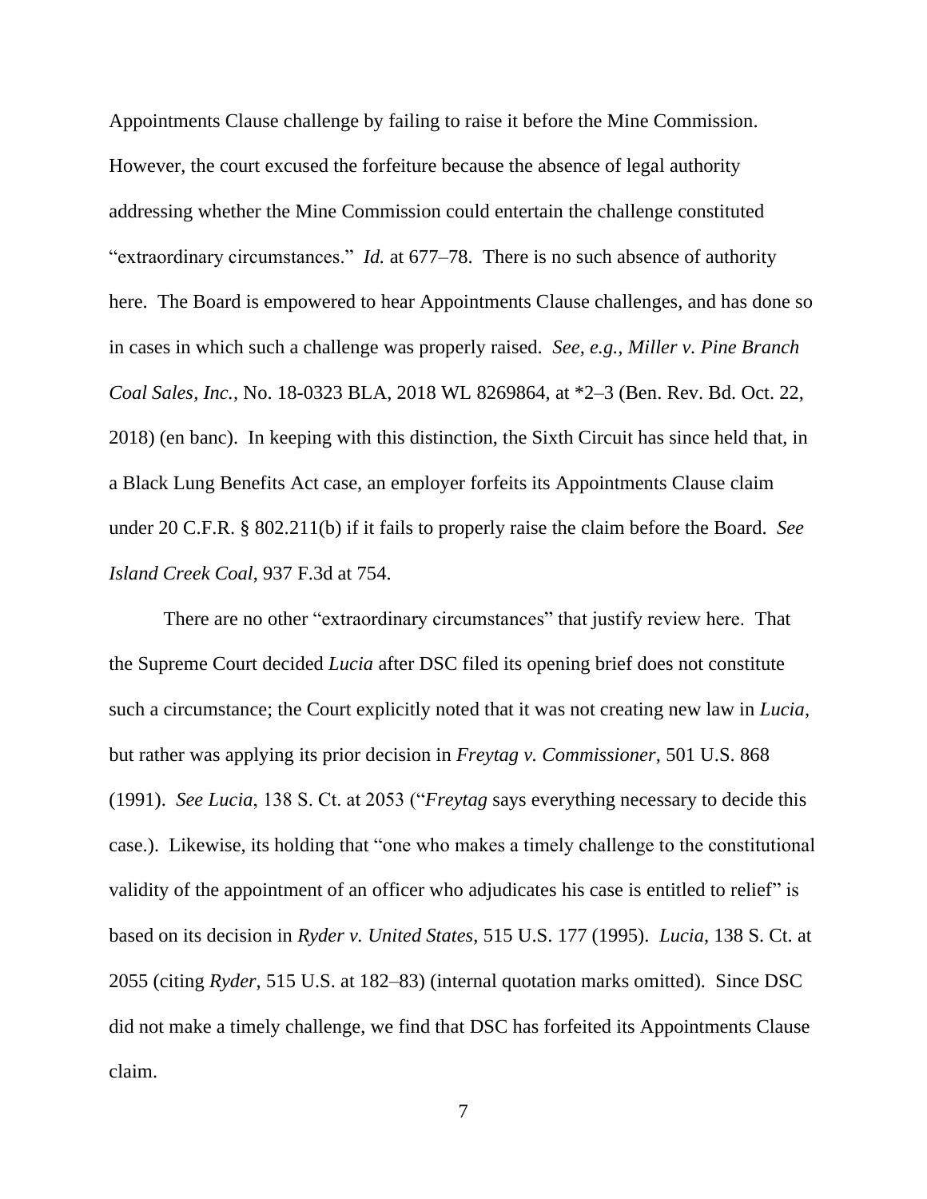Appointments Clause challenge by failing to raise it before the Mine Commission. However, the court excused the forfeiture because the absence of legal authority addressing whether the Mine Commission could entertain the challenge constituted "extraordinary circumstances." *Id.* at 677–78. There is no such absence of authority here. The Board is empowered to hear Appointments Clause challenges, and has done so in cases in which such a challenge was properly raised. *See, e.g.*, *Miller v. Pine Branch Coal Sales, Inc.*, No. 18-0323 BLA, 2018 WL 8269864, at *2–3 (Ben. Rev. Bd. Oct. 22, 2018) (en banc). In keeping with this distinction, the Sixth Circuit has since held that, in a Black Lung Benefits Act case, an employer forfeits its Appointments Clause claim under 20 C.F.R. § 802.211(b) if it fails to properly raise the claim before the Board. *See Island Creek Coal*, 937 F.3d at 754.

There are no other "extraordinary circumstances" that justify review here. That the Supreme Court decided *Lucia* after DSC filed its opening brief does not constitute such a circumstance; the Court explicitly noted that it was not creating new law in *Lucia*, but rather was applying its prior decision in *Freytag v. Commissioner*, 501 U.S. 868 (1991). *See Lucia*, 138 S. Ct. at 2053 ("*Freytag* says everything necessary to decide this case.). Likewise, its holding that "one who makes a timely challenge to the constitutional validity of the appointment of an officer who adjudicates his case is entitled to relief" is based on its decision in *Ryder v. United States*, 515 U.S. 177 (1995). *Lucia*, 138 S. Ct. at 2055 (citing *Ryder*, 515 U.S. at 182–83) (internal quotation marks omitted). Since DSC did not make a timely challenge, we find that DSC has forfeited its Appointments Clause claim.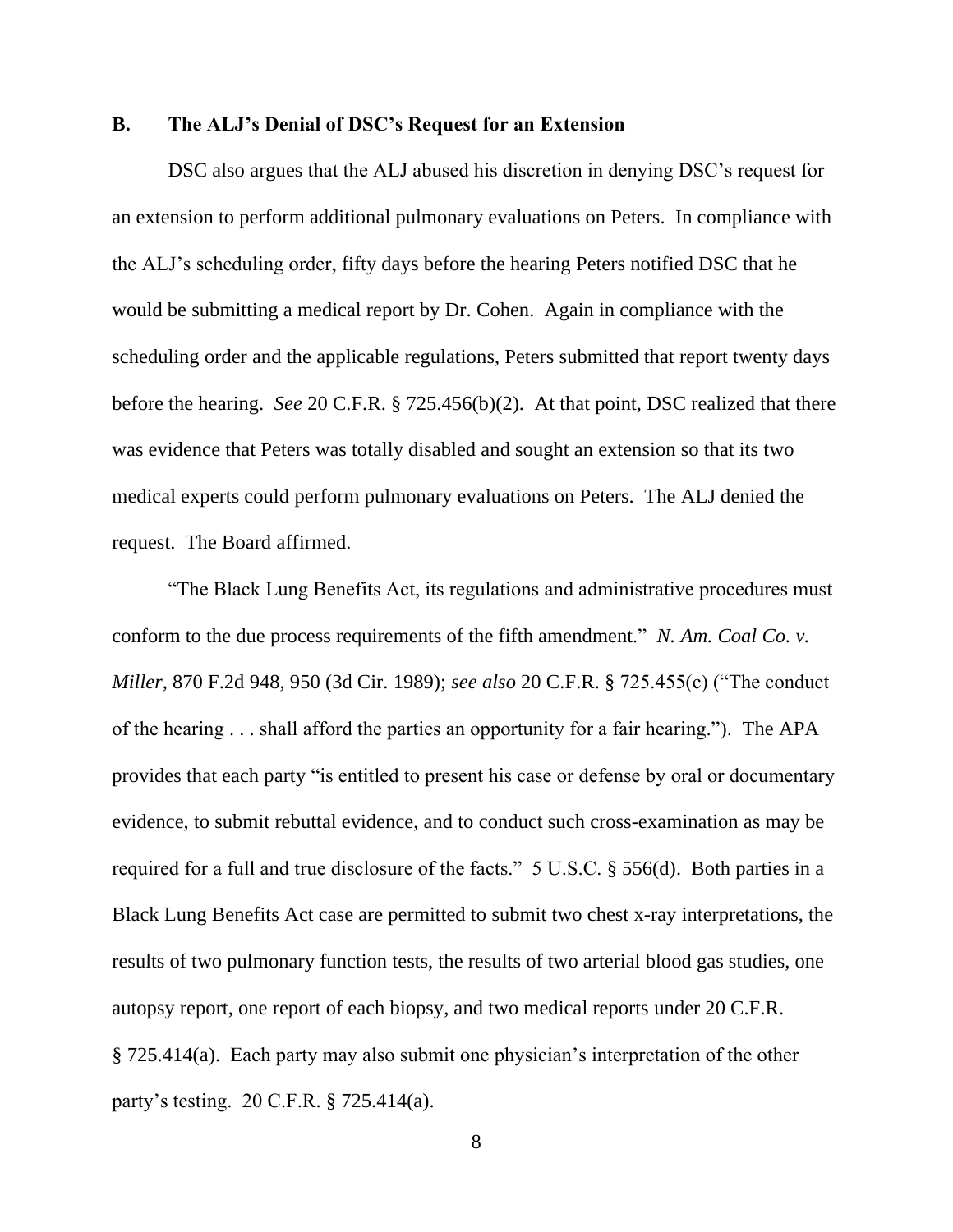### B. The ALJ's Denial of DSC's Request for an Extension

DSC also argues that the ALJ abused his discretion in denying DSC's request for an extension to perform additional pulmonary evaluations on Peters. In compliance with the ALJ's scheduling order, fifty days before the hearing Peters notified DSC that he would be submitting a medical report by Dr. Cohen. Again in compliance with the scheduling order and the applicable regulations, Peters submitted that report twenty days before the hearing. *See* 20 C.F.R. § 725.456(b)(2). At that point, DSC realized that there was evidence that Peters was totally disabled and sought an extension so that its two medical experts could perform pulmonary evaluations on Peters. The ALJ denied the request. The Board affirmed.

"The Black Lung Benefits Act, its regulations and administrative procedures must conform to the due process requirements of the fifth amendment." *N. Am. Coal Co. v. Miller*, 870 F.2d 948, 950 (3d Cir. 1989); *see also* 20 C.F.R. § 725.455(c) ("The conduct of the hearing . . . shall afford the parties an opportunity for a fair hearing."). The APA provides that each party "is entitled to present his case or defense by oral or documentary evidence, to submit rebuttal evidence, and to conduct such cross-examination as may be required for a full and true disclosure of the facts." 5 U.S.C. § 556(d). Both parties in a Black Lung Benefits Act case are permitted to submit two chest x-ray interpretations, the results of two pulmonary function tests, the results of two arterial blood gas studies, one autopsy report, one report of each biopsy, and two medical reports under 20 C.F.R. § 725.414(a). Each party may also submit one physician's interpretation of the other party's testing. 20 C.F.R. § 725.414(a).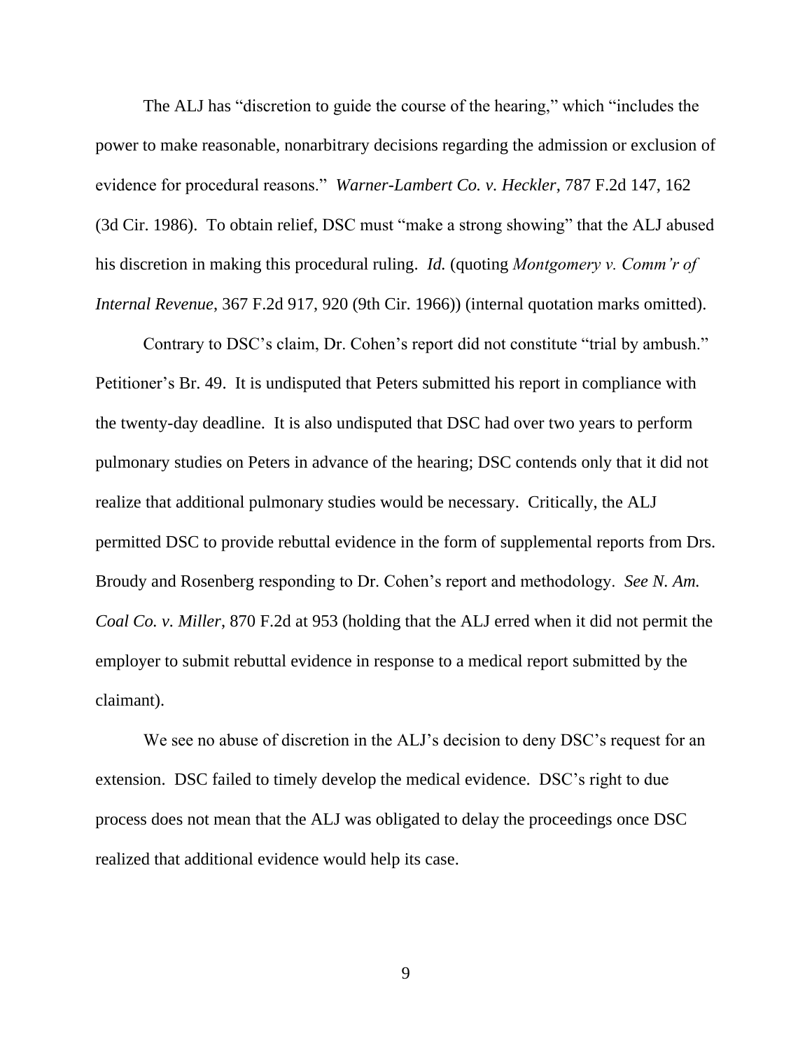The ALJ has "discretion to guide the course of the hearing," which "includes the power to make reasonable, nonarbitrary decisions regarding the admission or exclusion of evidence for procedural reasons." *Warner-Lambert Co. v. Heckler*, 787 F.2d 147, 162 (3d Cir. 1986). To obtain relief, DSC must "make a strong showing" that the ALJ abused his discretion in making this procedural ruling. *Id.* (quoting *Montgomery v. Comm'r of Internal Revenue*, 367 F.2d 917, 920 (9th Cir. 1966)) (internal quotation marks omitted).

Contrary to DSC's claim, Dr. Cohen's report did not constitute "trial by ambush." Petitioner's Br. 49. It is undisputed that Peters submitted his report in compliance with the twenty-day deadline. It is also undisputed that DSC had over two years to perform pulmonary studies on Peters in advance of the hearing; DSC contends only that it did not realize that additional pulmonary studies would be necessary. Critically, the ALJ permitted DSC to provide rebuttal evidence in the form of supplemental reports from Drs. Broudy and Rosenberg responding to Dr. Cohen's report and methodology. *See N. Am. Coal Co. v. Miller*, 870 F.2d at 953 (holding that the ALJ erred when it did not permit the employer to submit rebuttal evidence in response to a medical report submitted by the claimant).

We see no abuse of discretion in the ALJ's decision to deny DSC's request for an extension. DSC failed to timely develop the medical evidence. DSC's right to due process does not mean that the ALJ was obligated to delay the proceedings once DSC realized that additional evidence would help its case.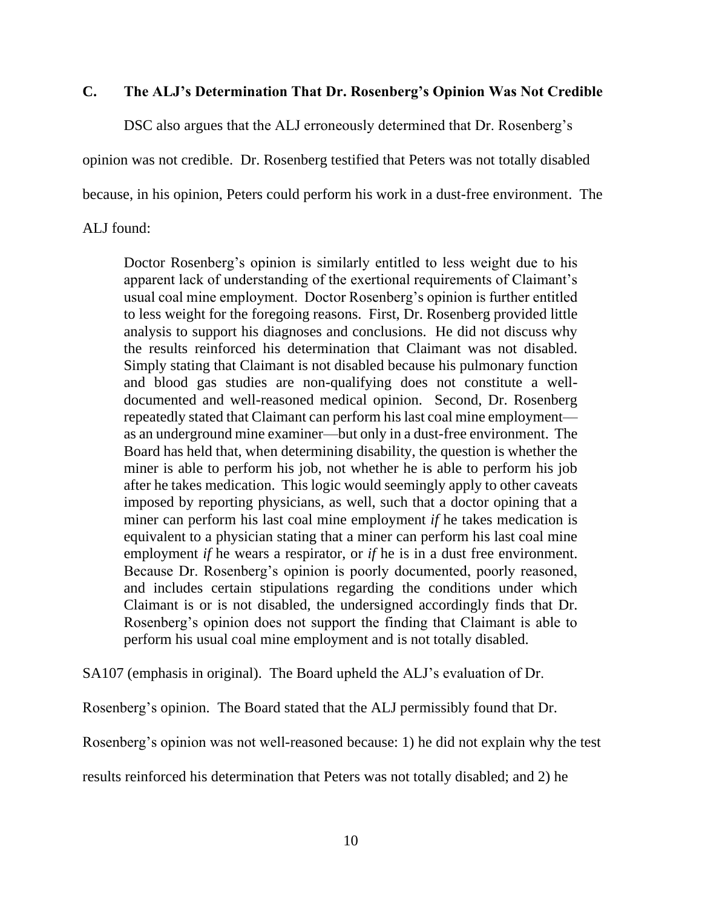### C. The ALJ's Determination That Dr. Rosenberg's Opinion Was Not Credible

DSC also argues that the ALJ erroneously determined that Dr. Rosenberg's opinion was not credible. Dr. Rosenberg testified that Peters was not totally disabled because, in his opinion, Peters could perform his work in a dust-free environment. The ALJ found:

> Doctor Rosenberg's opinion is similarly entitled to less weight due to his apparent lack of understanding of the exertional requirements of Claimant's usual coal mine employment. Doctor Rosenberg's opinion is further entitled to less weight for the foregoing reasons. First, Dr. Rosenberg provided little analysis to support his diagnoses and conclusions. He did not discuss why the results reinforced his determination that Claimant was not disabled. Simply stating that Claimant is not disabled because his pulmonary function and blood gas studies are non-qualifying does not constitute a well-documented and well-reasoned medical opinion. Second, Dr. Rosenberg repeatedly stated that Claimant can perform his last coal mine employment—as an underground mine examiner—but only in a dust-free environment. The Board has held that, when determining disability, the question is whether the miner is able to perform his job, not whether he is able to perform his job after he takes medication. This logic would seemingly apply to other caveats imposed by reporting physicians, as well, such that a doctor opining that a miner can perform his last coal mine employment *if* he takes medication is equivalent to a physician stating that a miner can perform his last coal mine employment *if* he wears a respirator, or *if* he is in a dust free environment. Because Dr. Rosenberg's opinion is poorly documented, poorly reasoned, and includes certain stipulations regarding the conditions under which Claimant is or is not disabled, the undersigned accordingly finds that Dr. Rosenberg's opinion does not support the finding that Claimant is able to perform his usual coal mine employment and is not totally disabled.

SA107 (emphasis in original). The Board upheld the ALJ's evaluation of Dr. Rosenberg's opinion. The Board stated that the ALJ permissibly found that Dr. Rosenberg's opinion was not well-reasoned because: 1) he did not explain why the test results reinforced his determination that Peters was not totally disabled; and 2) he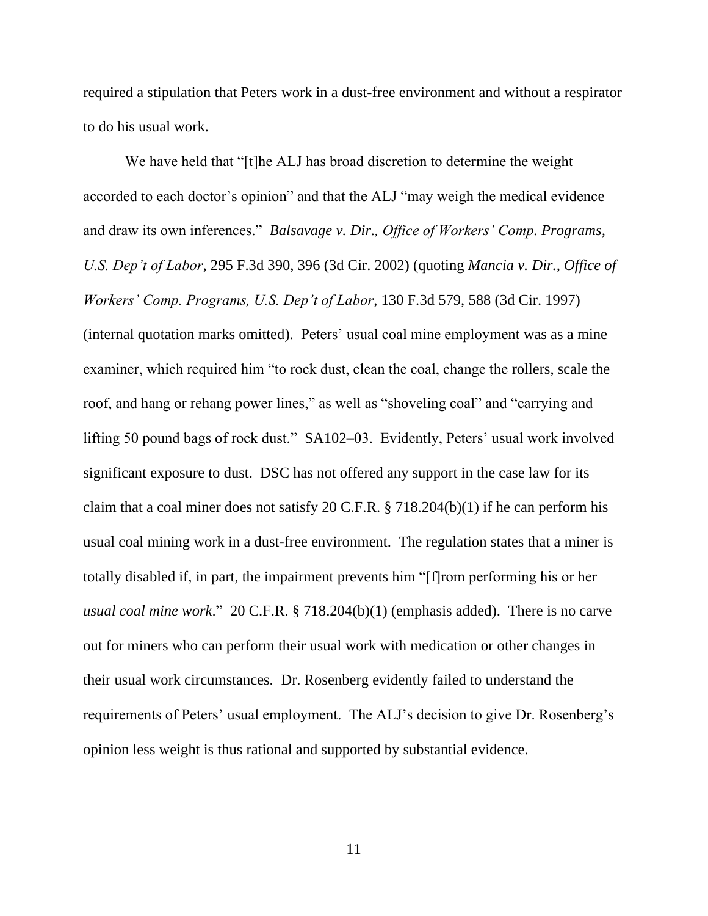required a stipulation that Peters work in a dust-free environment and without a respirator to do his usual work.

We have held that "[t]he ALJ has broad discretion to determine the weight accorded to each doctor's opinion" and that the ALJ "may weigh the medical evidence and draw its own inferences." *Balsavage v. Dir., Office of Workers' Comp. Programs, U.S. Dep't of Labor*, 295 F.3d 390, 396 (3d Cir. 2002) (quoting *Mancia v. Dir., Office of Workers' Comp. Programs, U.S. Dep't of Labor*, 130 F.3d 579, 588 (3d Cir. 1997) (internal quotation marks omitted). Peters' usual coal mine employment was as a mine examiner, which required him "to rock dust, clean the coal, change the rollers, scale the roof, and hang or rehang power lines," as well as "shoveling coal" and "carrying and lifting 50 pound bags of rock dust." SA102–03. Evidently, Peters' usual work involved significant exposure to dust. DSC has not offered any support in the case law for its claim that a coal miner does not satisfy 20 C.F.R. § 718.204(b)(1) if he can perform his usual coal mining work in a dust-free environment. The regulation states that a miner is totally disabled if, in part, the impairment prevents him "[f]rom performing his or her *usual coal mine work*." 20 C.F.R. § 718.204(b)(1) (emphasis added). There is no carve out for miners who can perform their usual work with medication or other changes in their usual work circumstances. Dr. Rosenberg evidently failed to understand the requirements of Peters' usual employment. The ALJ's decision to give Dr. Rosenberg's opinion less weight is thus rational and supported by substantial evidence.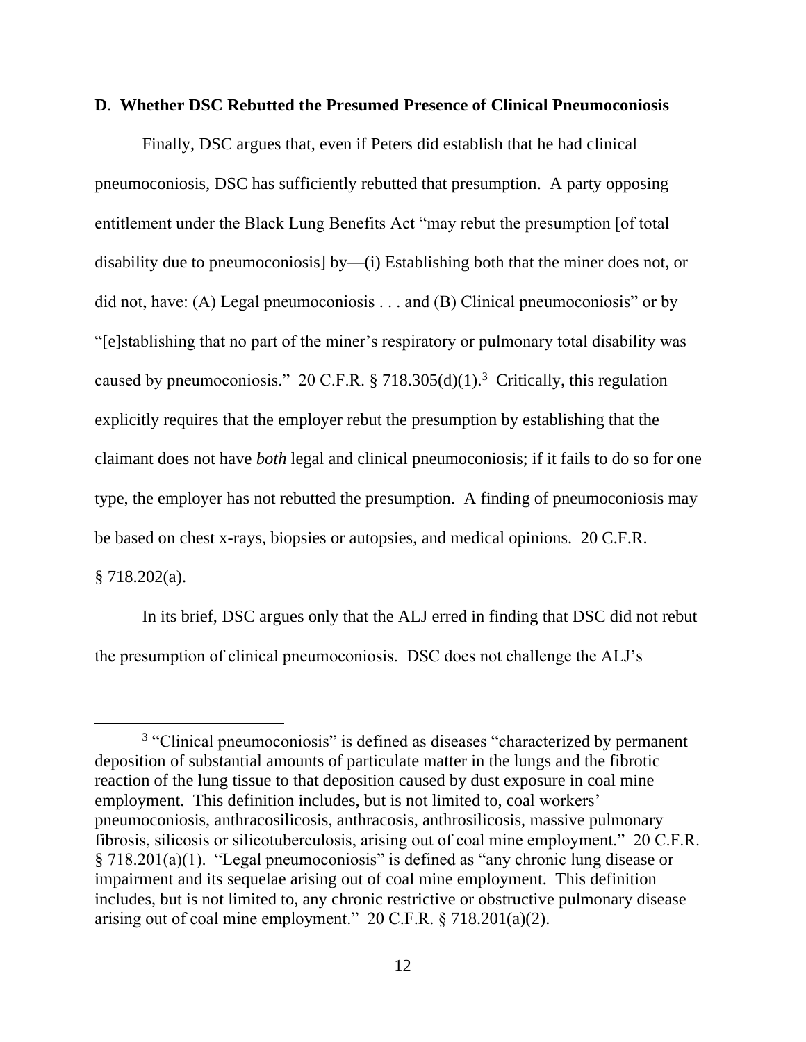### **D**. **Whether DSC Rebutted the Presumed Presence of Clinical Pneumoconiosis**

Finally, DSC argues that, even if Peters did establish that he had clinical pneumoconiosis, DSC has sufficiently rebutted that presumption. A party opposing entitlement under the Black Lung Benefits Act "may rebut the presumption [of total disability due to pneumoconiosis] by—(i) Establishing both that the miner does not, or did not, have: (A) Legal pneumoconiosis . . . and (B) Clinical pneumoconiosis" or by "[e]stablishing that no part of the miner's respiratory or pulmonary total disability was caused by pneumoconiosis." 20 C.F.R. § 718.305(d)(1).[3] Critically, this regulation explicitly requires that the employer rebut the presumption by establishing that the claimant does not have *both* legal and clinical pneumoconiosis; if it fails to do so for one type, the employer has not rebutted the presumption. A finding of pneumoconiosis may be based on chest x-rays, biopsies or autopsies, and medical opinions. 20 C.F.R. § 718.202(a).

In its brief, DSC argues only that the ALJ erred in finding that DSC did not rebut the presumption of clinical pneumoconiosis. DSC does not challenge the ALJ's

[3] "Clinical pneumoconiosis" is defined as diseases "characterized by permanent deposition of substantial amounts of particulate matter in the lungs and the fibrotic reaction of the lung tissue to that deposition caused by dust exposure in coal mine employment. This definition includes, but is not limited to, coal workers' pneumoconiosis, anthracosilicosis, anthracosis, anthrosilicosis, massive pulmonary fibrosis, silicosis or silicotuberculosis, arising out of coal mine employment." 20 C.F.R. § 718.201(a)(1). "Legal pneumoconiosis" is defined as "any chronic lung disease or impairment and its sequelae arising out of coal mine employment. This definition includes, but is not limited to, any chronic restrictive or obstructive pulmonary disease arising out of coal mine employment." 20 C.F.R. § 718.201(a)(2).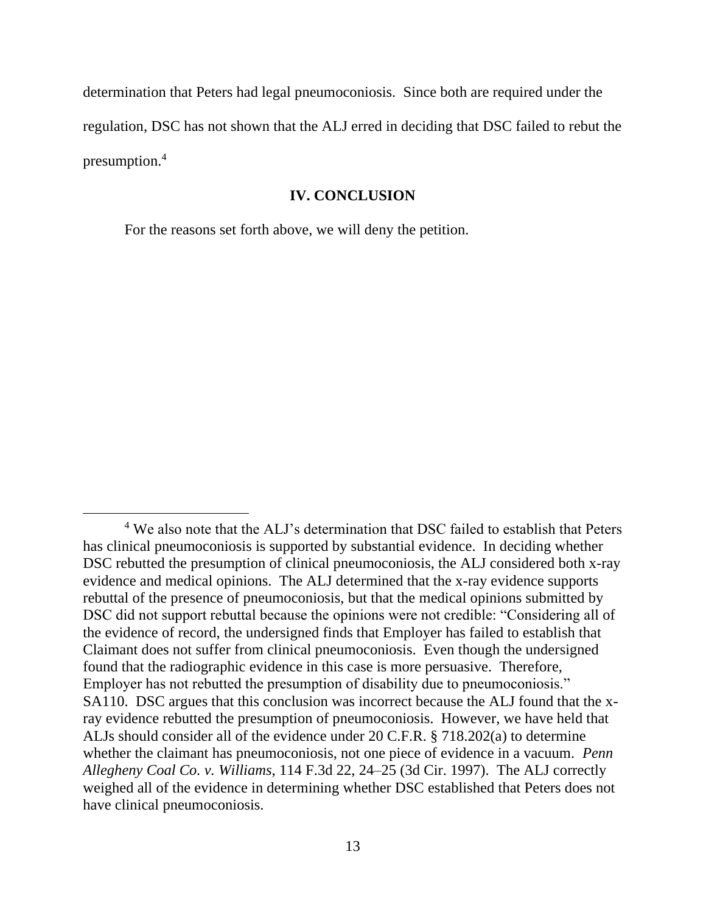determination that Peters had legal pneumoconiosis. Since both are required under the regulation, DSC has not shown that the ALJ erred in deciding that DSC failed to rebut the presumption.[4]

## IV. CONCLUSION

For the reasons set forth above, we will deny the petition.

---

[4] We also note that the ALJ's determination that DSC failed to establish that Peters has clinical pneumoconiosis is supported by substantial evidence. In deciding whether DSC rebutted the presumption of clinical pneumoconiosis, the ALJ considered both x-ray evidence and medical opinions. The ALJ determined that the x-ray evidence supports rebuttal of the presence of pneumoconiosis, but that the medical opinions submitted by DSC did not support rebuttal because the opinions were not credible: "Considering all of the evidence of record, the undersigned finds that Employer has failed to establish that Claimant does not suffer from clinical pneumoconiosis. Even though the undersigned found that the radiographic evidence in this case is more persuasive. Therefore, Employer has not rebutted the presumption of disability due to pneumoconiosis." SA110. DSC argues that this conclusion was incorrect because the ALJ found that the x-ray evidence rebutted the presumption of pneumoconiosis. However, we have held that ALJs should consider all of the evidence under 20 C.F.R. § 718.202(a) to determine whether the claimant has pneumoconiosis, not one piece of evidence in a vacuum. *Penn Allegheny Coal Co. v. Williams*, 114 F.3d 22, 24–25 (3d Cir. 1997). The ALJ correctly weighed all of the evidence in determining whether DSC established that Peters does not have clinical pneumoconiosis.